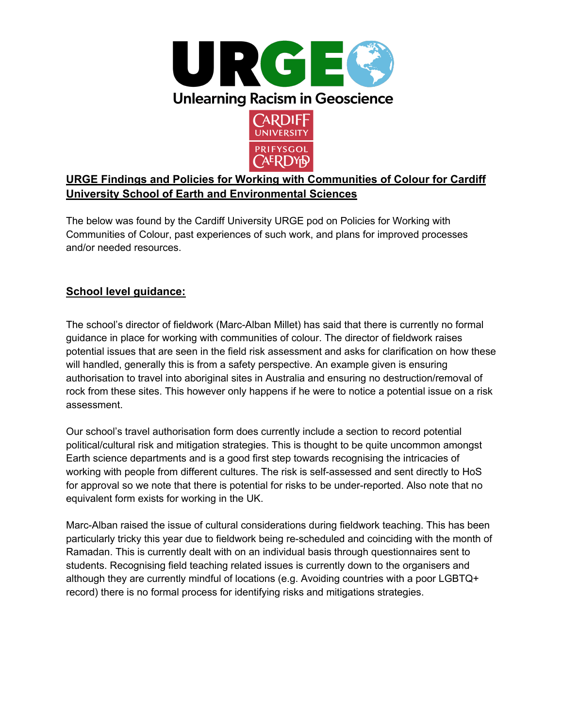URGE

Unlearning Racism in Geoscience

CARDIFF UNIVERSITY

PRIFYSGOL CAERDYDD

## URGE Findings and Policies for Working with Communities of Colour for Cardiff University School of Earth and Environmental Sciences

The below was found by the Cardiff University URGE pod on Policies for Working with Communities of Colour, past experiences of such work, and plans for improved processes and/or needed resources.

### School level guidance:

The school's director of fieldwork (Marc-Alban Millet) has said that there is currently no formal guidance in place for working with communities of colour. The director of fieldwork raises potential issues that are seen in the field risk assessment and asks for clarification on how these will handled, generally this is from a safety perspective. An example given is ensuring authorisation to travel into aboriginal sites in Australia and ensuring no destruction/removal of rock from these sites. This however only happens if he were to notice a potential issue on a risk assessment.

Our school's travel authorisation form does currently include a section to record potential political/cultural risk and mitigation strategies. This is thought to be quite uncommon amongst Earth science departments and is a good first step towards recognising the intricacies of working with people from different cultures. The risk is self-assessed and sent directly to HoS for approval so we note that there is potential for risks to be under-reported. Also note that no equivalent form exists for working in the UK.

Marc-Alban raised the issue of cultural considerations during fieldwork teaching. This has been particularly tricky this year due to fieldwork being re-scheduled and coinciding with the month of Ramadan. This is currently dealt with on an individual basis through questionnaires sent to students. Recognising field teaching related issues is currently down to the organisers and although they are currently mindful of locations (e.g. Avoiding countries with a poor LGBTQ+ record) there is no formal process for identifying risks and mitigations strategies.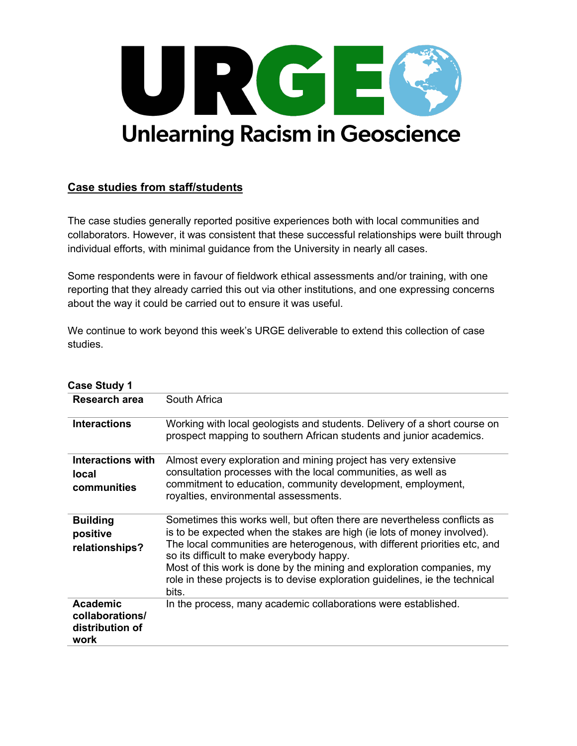# URGE

## Unlearning Racism in Geoscience

**Case studies from staff/students**

The case studies generally reported positive experiences both with local communities and collaborators. However, it was consistent that these successful relationships were built through individual efforts, with minimal guidance from the University in nearly all cases.

Some respondents were in favour of fieldwork ethical assessments and/or training, with one reporting that they already carried this out via other institutions, and one expressing concerns about the way it could be carried out to ensure it was useful.

We continue to work beyond this week's URGE deliverable to extend this collection of case studies.

**Case Study 1**

| | |
|---|---|
| **Research area** | South Africa |
| **Interactions** | Working with local geologists and students. Delivery of a short course on prospect mapping to southern African students and junior academics. |
| **Interactions with local communities** | Almost every exploration and mining project has very extensive consultation processes with the local communities, as well as commitment to education, community development, employment, royalties, environmental assessments. |
| **Building positive relationships?** | Sometimes this works well, but often there are nevertheless conflicts as is to be expected when the stakes are high (ie lots of money involved). The local communities are heterogenous, with different priorities etc, and so its difficult to make everybody happy. Most of this work is done by the mining and exploration companies, my role in these projects is to devise exploration guidelines, ie the technical bits. |
| **Academic collaborations/ distribution of work** | In the process, many academic collaborations were established. |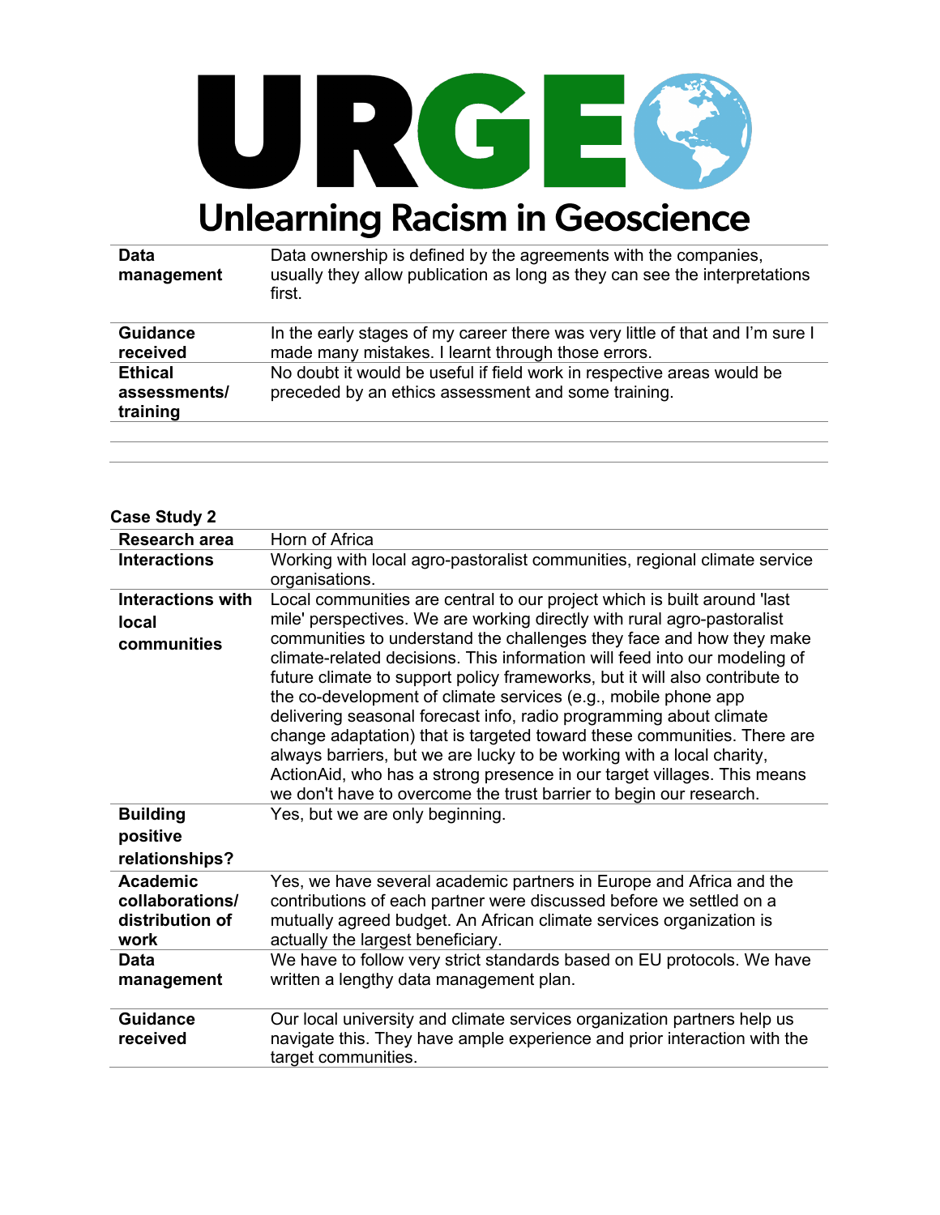| | |
|---|---|
| **Data management** | Data ownership is defined by the agreements with the companies, usually they allow publication as long as they can see the interpretations first. |
| **Guidance received** | In the early stages of my career there was very little of that and I'm sure I made many mistakes. I learnt through those errors. |
| **Ethical assessments/ training** | No doubt it would be useful if field work in respective areas would be preceded by an ethics assessment and some training. |

**Case Study 2**

| | |
|---|---|
| **Research area** | Horn of Africa |
| **Interactions** | Working with local agro-pastoralist communities, regional climate service organisations. |
| **Interactions with local communities** | Local communities are central to our project which is built around 'last mile' perspectives. We are working directly with rural agro-pastoralist communities to understand the challenges they face and how they make climate-related decisions. This information will feed into our modeling of future climate to support policy frameworks, but it will also contribute to the co-development of climate services (e.g., mobile phone app delivering seasonal forecast info, radio programming about climate change adaptation) that is targeted toward these communities. There are always barriers, but we are lucky to be working with a local charity, ActionAid, who has a strong presence in our target villages. This means we don't have to overcome the trust barrier to begin our research. |
| **Building positive relationships?** | Yes, but we are only beginning. |
| **Academic collaborations/ distribution of work** | Yes, we have several academic partners in Europe and Africa and the contributions of each partner were discussed before we settled on a mutually agreed budget. An African climate services organization is actually the largest beneficiary. |
| **Data management** | We have to follow very strict standards based on EU protocols. We have written a lengthy data management plan. |
| **Guidance received** | Our local university and climate services organization partners help us navigate this. They have ample experience and prior interaction with the target communities. |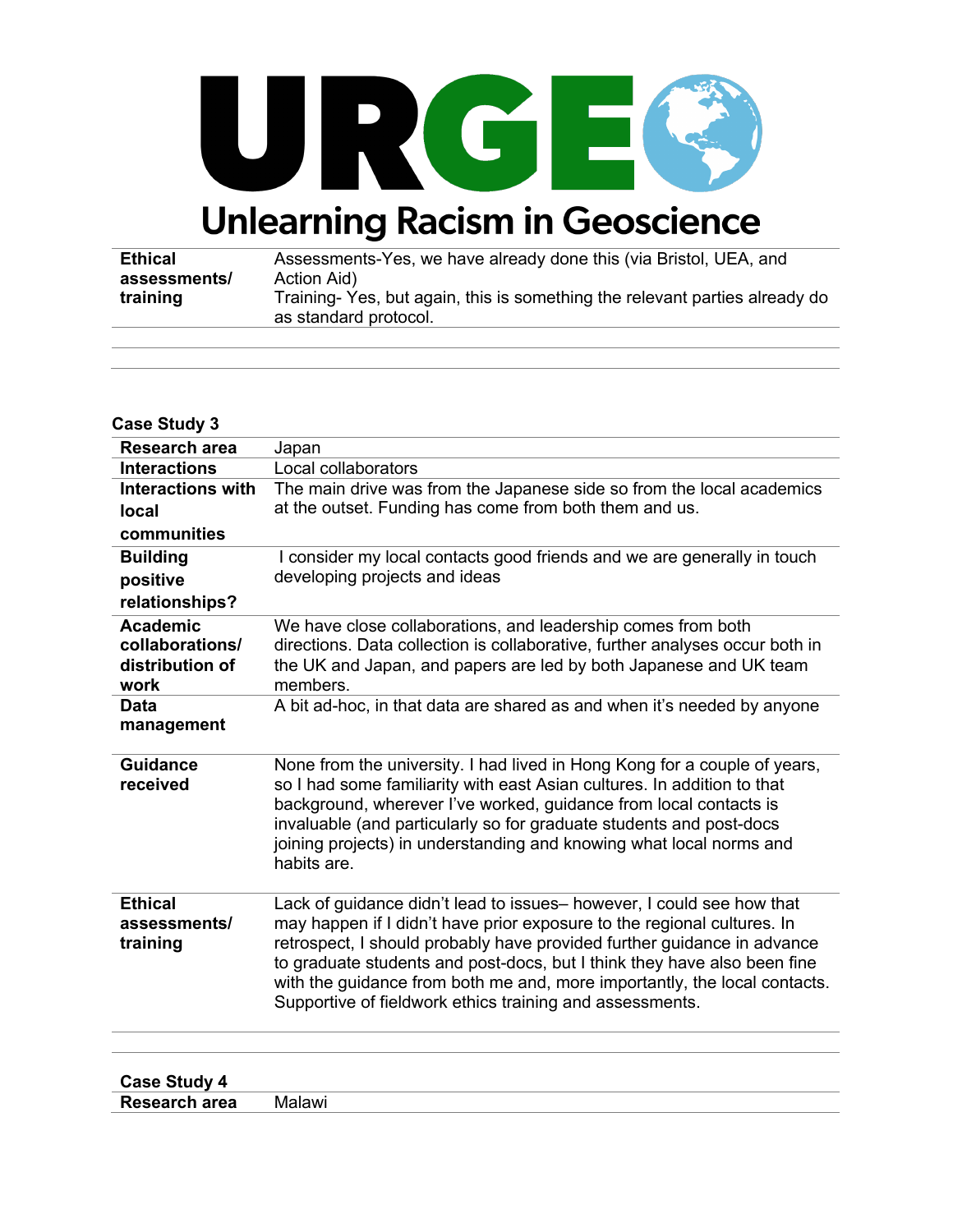| | |
|---|---|
| **Ethical assessments/ training** | Assessments-Yes, we have already done this (via Bristol, UEA, and Action Aid)<br>Training- Yes, but again, this is something the relevant parties already do as standard protocol. |

**Case Study 3**

| | |
|---|---|
| **Research area** | Japan |
| **Interactions** | Local collaborators |
| **Interactions with local communities** | The main drive was from the Japanese side so from the local academics at the outset. Funding has come from both them and us. |
| **Building positive relationships?** | I consider my local contacts good friends and we are generally in touch developing projects and ideas |
| **Academic collaborations/ distribution of work** | We have close collaborations, and leadership comes from both directions. Data collection is collaborative, further analyses occur both in the UK and Japan, and papers are led by both Japanese and UK team members. |
| **Data management** | A bit ad-hoc, in that data are shared as and when it's needed by anyone |
| **Guidance received** | None from the university. I had lived in Hong Kong for a couple of years, so I had some familiarity with east Asian cultures. In addition to that background, wherever I've worked, guidance from local contacts is invaluable (and particularly so for graduate students and post-docs joining projects) in understanding and knowing what local norms and habits are. |
| **Ethical assessments/ training** | Lack of guidance didn't lead to issues– however, I could see how that may happen if I didn't have prior exposure to the regional cultures. In retrospect, I should probably have provided further guidance in advance to graduate students and post-docs, but I think they have also been fine with the guidance from both me and, more importantly, the local contacts. Supportive of fieldwork ethics training and assessments. |

**Case Study 4**

| | |
|---|---|
| **Research area** | Malawi |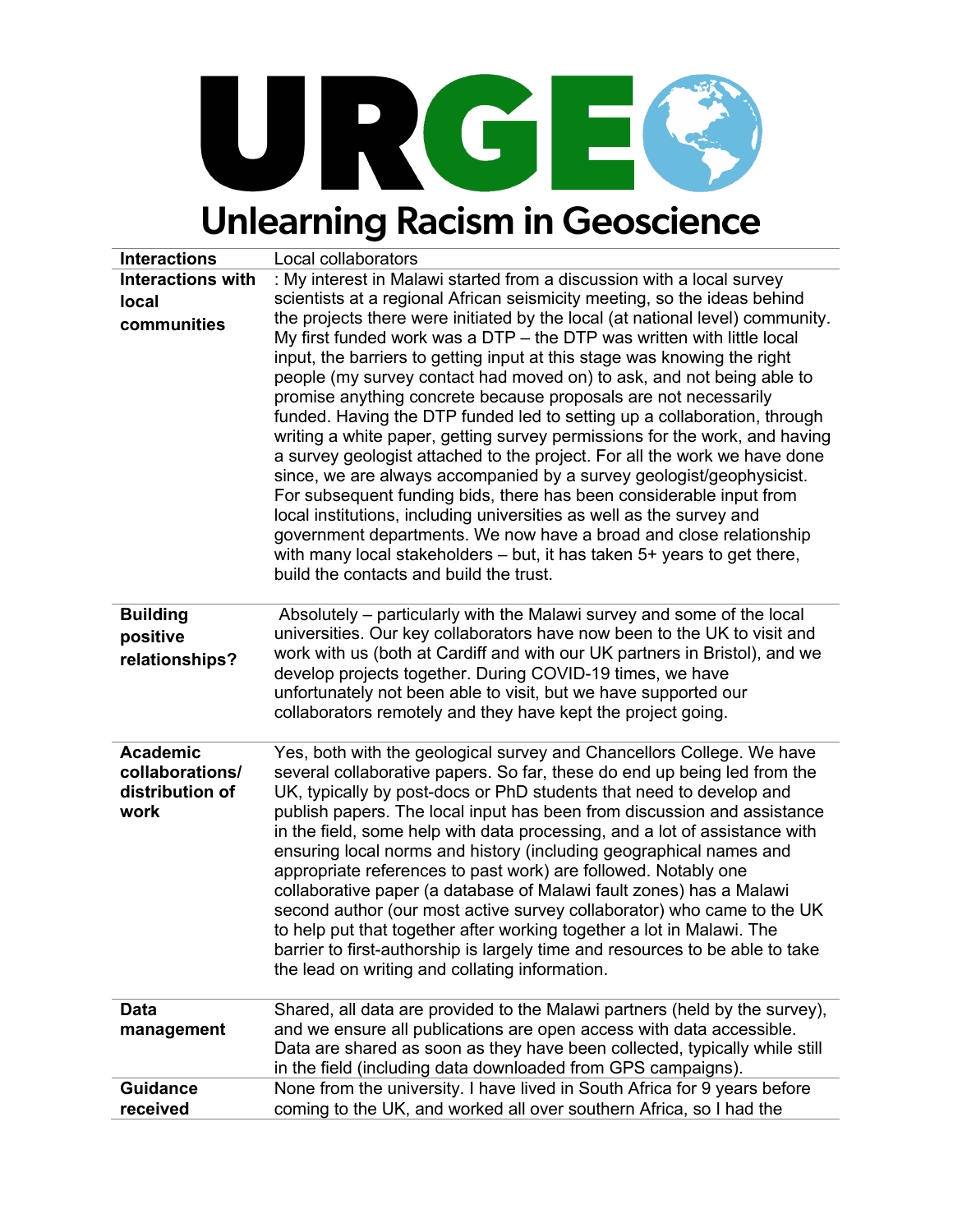# Unlearning Racism in Geoscience

| Interactions | Local collaborators |
|---|---|
| **Interactions with local communities** | : My interest in Malawi started from a discussion with a local survey scientists at a regional African seismicity meeting, so the ideas behind the projects there were initiated by the local (at national level) community. My first funded work was a DTP – the DTP was written with little local input, the barriers to getting input at this stage was knowing the right people (my survey contact had moved on) to ask, and not being able to promise anything concrete because proposals are not necessarily funded. Having the DTP funded led to setting up a collaboration, through writing a white paper, getting survey permissions for the work, and having a survey geologist attached to the project. For all the work we have done since, we are always accompanied by a survey geologist/geophysicist. For subsequent funding bids, there has been considerable input from local institutions, including universities as well as the survey and government departments. We now have a broad and close relationship with many local stakeholders – but, it has taken 5+ years to get there, build the contacts and build the trust. |
| **Building positive relationships?** | Absolutely – particularly with the Malawi survey and some of the local universities. Our key collaborators have now been to the UK to visit and work with us (both at Cardiff and with our UK partners in Bristol), and we develop projects together. During COVID-19 times, we have unfortunately not been able to visit, but we have supported our collaborators remotely and they have kept the project going. |
| **Academic collaborations/ distribution of work** | Yes, both with the geological survey and Chancellors College. We have several collaborative papers. So far, these do end up being led from the UK, typically by post-docs or PhD students that need to develop and publish papers. The local input has been from discussion and assistance in the field, some help with data processing, and a lot of assistance with ensuring local norms and history (including geographical names and appropriate references to past work) are followed. Notably one collaborative paper (a database of Malawi fault zones) has a Malawi second author (our most active survey collaborator) who came to the UK to help put that together after working together a lot in Malawi. The barrier to first-authorship is largely time and resources to be able to take the lead on writing and collating information. |
| **Data management** | Shared, all data are provided to the Malawi partners (held by the survey), and we ensure all publications are open access with data accessible. Data are shared as soon as they have been collected, typically while still in the field (including data downloaded from GPS campaigns). |
| **Guidance received** | None from the university. I have lived in South Africa for 9 years before coming to the UK, and worked all over southern Africa, so I had the |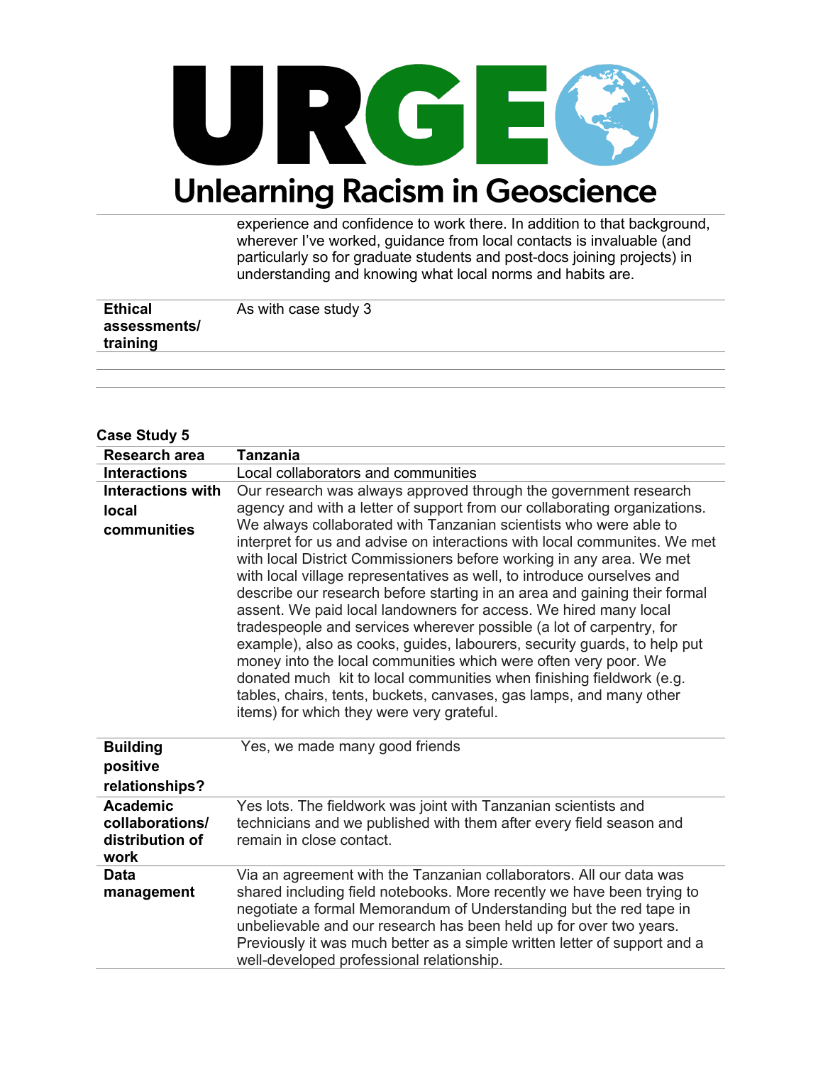| | |
|---|---|
| | experience and confidence to work there. In addition to that background, wherever I've worked, guidance from local contacts is invaluable (and particularly so for graduate students and post-docs joining projects) in understanding and knowing what local norms and habits are. |
| **Ethical assessments/ training** | As with case study 3 |
| | |
| | |

**Case Study 5**

| **Research area** | **Tanzania** |
|---|---|
| **Interactions** | Local collaborators and communities |
| **Interactions with local communities** | Our research was always approved through the government research agency and with a letter of support from our collaborating organizations. We always collaborated with Tanzanian scientists who were able to interpret for us and advise on interactions with local communites. We met with local District Commissioners before working in any area. We met with local village representatives as well, to introduce ourselves and describe our research before starting in an area and gaining their formal assent. We paid local landowners for access. We hired many local tradespeople and services wherever possible (a lot of carpentry, for example), also as cooks, guides, labourers, security guards, to help put money into the local communities which were often very poor. We donated much kit to local communities when finishing fieldwork (e.g. tables, chairs, tents, buckets, canvases, gas lamps, and many other items) for which they were very grateful. |
| **Building positive relationships?** | Yes, we made many good friends |
| **Academic collaborations/ distribution of work** | Yes lots. The fieldwork was joint with Tanzanian scientists and technicians and we published with them after every field season and remain in close contact. |
| **Data management** | Via an agreement with the Tanzanian collaborators. All our data was shared including field notebooks. More recently we have been trying to negotiate a formal Memorandum of Understanding but the red tape in unbelievable and our research has been held up for over two years. Previously it was much better as a simple written letter of support and a well-developed professional relationship. |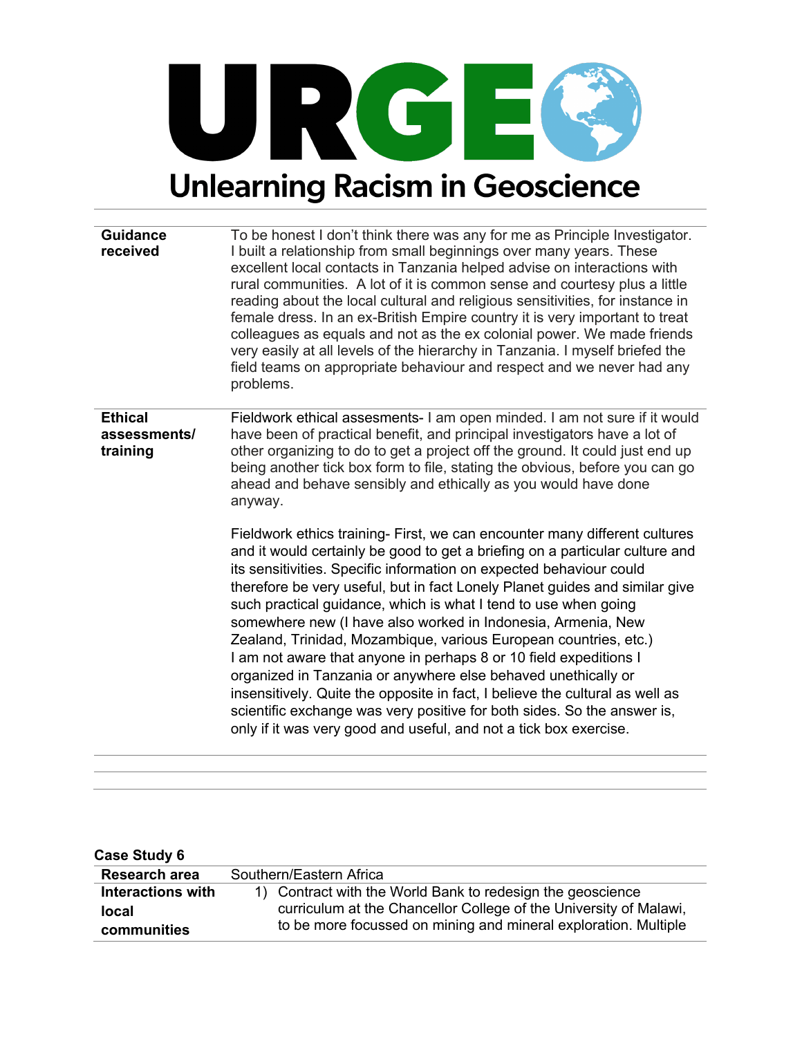# URGE

## Unlearning Racism in Geoscience

| | |
|---|---|
| **Guidance received** | To be honest I don't think there was any for me as Principle Investigator. I built a relationship from small beginnings over many years. These excellent local contacts in Tanzania helped advise on interactions with rural communities. A lot of it is common sense and courtesy plus a little reading about the local cultural and religious sensitivities, for instance in female dress. In an ex-British Empire country it is very important to treat colleagues as equals and not as the ex colonial power. We made friends very easily at all levels of the hierarchy in Tanzania. I myself briefed the field teams on appropriate behaviour and respect and we never had any problems. |
| **Ethical assessments/ training** | Fieldwork ethical assesments- I am open minded. I am not sure if it would have been of practical benefit, and principal investigators have a lot of other organizing to do to get a project off the ground. It could just end up being another tick box form to file, stating the obvious, before you can go ahead and behave sensibly and ethically as you would have done anyway.<br><br>Fieldwork ethics training- First, we can encounter many different cultures and it would certainly be good to get a briefing on a particular culture and its sensitivities. Specific information on expected behaviour could therefore be very useful, but in fact Lonely Planet guides and similar give such practical guidance, which is what I tend to use when going somewhere new (I have also worked in Indonesia, Armenia, New Zealand, Trinidad, Mozambique, various European countries, etc.) I am not aware that anyone in perhaps 8 or 10 field expeditions I organized in Tanzania or anywhere else behaved unethically or insensitively. Quite the opposite in fact, I believe the cultural as well as scientific exchange was very positive for both sides. So the answer is, only if it was very good and useful, and not a tick box exercise. |

**Case Study 6**

| | |
|---|---|
| **Research area** | Southern/Eastern Africa |
| **Interactions with local communities** | 1) Contract with the World Bank to redesign the geoscience curriculum at the Chancellor College of the University of Malawi, to be more focussed on mining and mineral exploration. Multiple |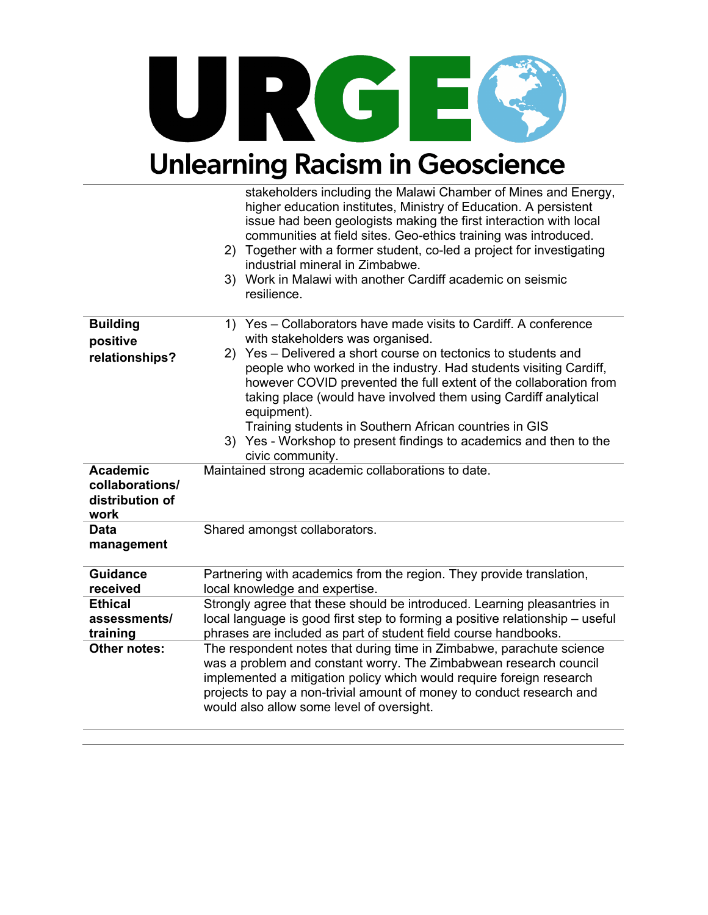| | |
|---|---|
| | stakeholders including the Malawi Chamber of Mines and Energy, higher education institutes, Ministry of Education. A persistent issue had been geologists making the first interaction with local communities at field sites. Geo-ethics training was introduced.<br>2) Together with a former student, co-led a project for investigating industrial mineral in Zimbabwe.<br>3) Work in Malawi with another Cardiff academic on seismic resilience. |
| **Building positive relationships?** | 1) Yes – Collaborators have made visits to Cardiff. A conference with stakeholders was organised.<br>2) Yes – Delivered a short course on tectonics to students and people who worked in the industry. Had students visiting Cardiff, however COVID prevented the full extent of the collaboration from taking place (would have involved them using Cardiff analytical equipment).<br>Training students in Southern African countries in GIS<br>3) Yes - Workshop to present findings to academics and then to the civic community. |
| **Academic collaborations/ distribution of work** | Maintained strong academic collaborations to date. |
| **Data management** | Shared amongst collaborators. |
| **Guidance received** | Partnering with academics from the region. They provide translation, local knowledge and expertise. |
| **Ethical assessments/ training** | Strongly agree that these should be introduced. Learning pleasantries in local language is good first step to forming a positive relationship – useful phrases are included as part of student field course handbooks. |
| **Other notes:** | The respondent notes that during time in Zimbabwe, parachute science was a problem and constant worry. The Zimbabwean research council implemented a mitigation policy which would require foreign research projects to pay a non-trivial amount of money to conduct research and would also allow some level of oversight. |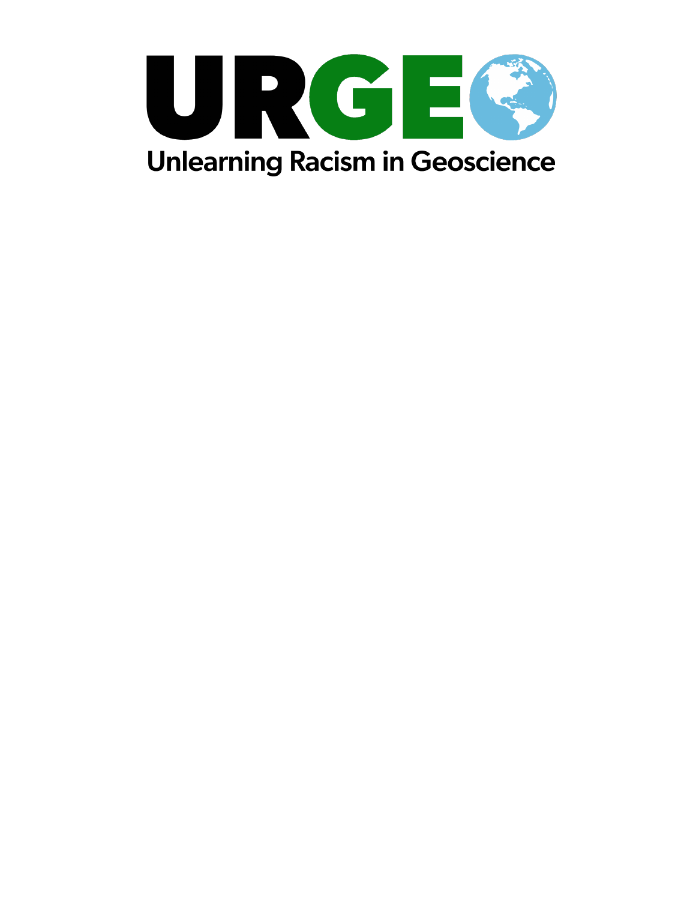URGE

Unlearning Racism in Geoscience